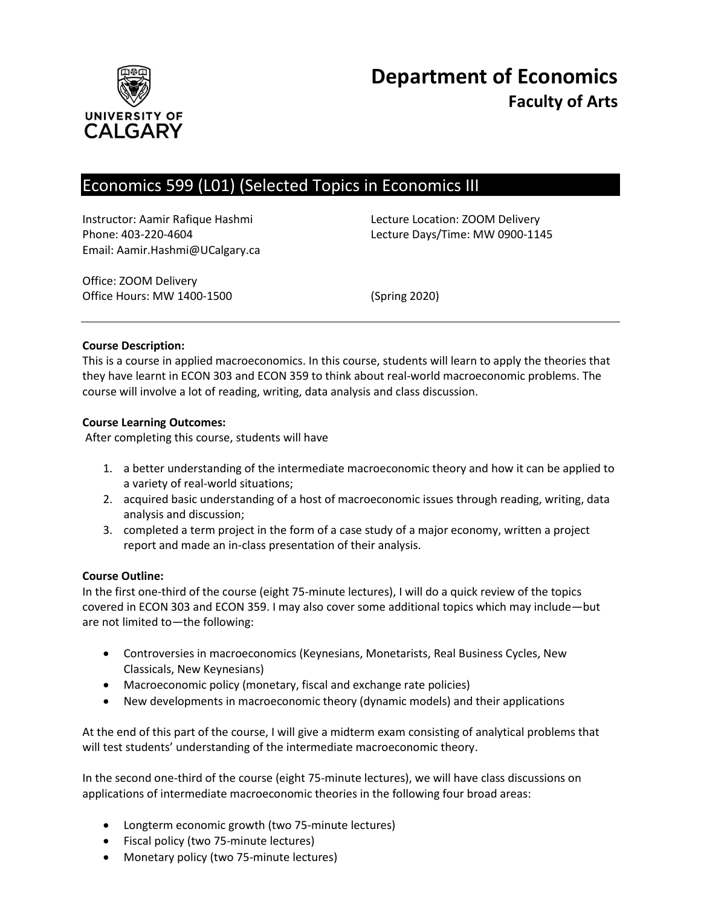# Department of Economics

## Faculty of Arts

## Economics 599 (L01) (Selected Topics in Economics III

Instructor: Aamir Rafique Hashmi
Phone: 403-220-4604
Email: Aamir.Hashmi@UCalgary.ca

Lecture Location: ZOOM Delivery
Lecture Days/Time: MW 0900-1145

Office: ZOOM Delivery
Office Hours: MW 1400-1500

(Spring 2020)

---

**Course Description:**
This is a course in applied macroeconomics. In this course, students will learn to apply the theories that they have learnt in ECON 303 and ECON 359 to think about real-world macroeconomic problems. The course will involve a lot of reading, writing, data analysis and class discussion.

**Course Learning Outcomes:**
After completing this course, students will have

1. a better understanding of the intermediate macroeconomic theory and how it can be applied to a variety of real-world situations;
2. acquired basic understanding of a host of macroeconomic issues through reading, writing, data analysis and discussion;
3. completed a term project in the form of a case study of a major economy, written a project report and made an in-class presentation of their analysis.

**Course Outline:**
In the first one-third of the course (eight 75-minute lectures), I will do a quick review of the topics covered in ECON 303 and ECON 359. I may also cover some additional topics which may include—but are not limited to—the following:

- Controversies in macroeconomics (Keynesians, Monetarists, Real Business Cycles, New Classicals, New Keynesians)
- Macroeconomic policy (monetary, fiscal and exchange rate policies)
- New developments in macroeconomic theory (dynamic models) and their applications

At the end of this part of the course, I will give a midterm exam consisting of analytical problems that will test students' understanding of the intermediate macroeconomic theory.

In the second one-third of the course (eight 75-minute lectures), we will have class discussions on applications of intermediate macroeconomic theories in the following four broad areas:

- Longterm economic growth (two 75-minute lectures)
- Fiscal policy (two 75-minute lectures)
- Monetary policy (two 75-minute lectures)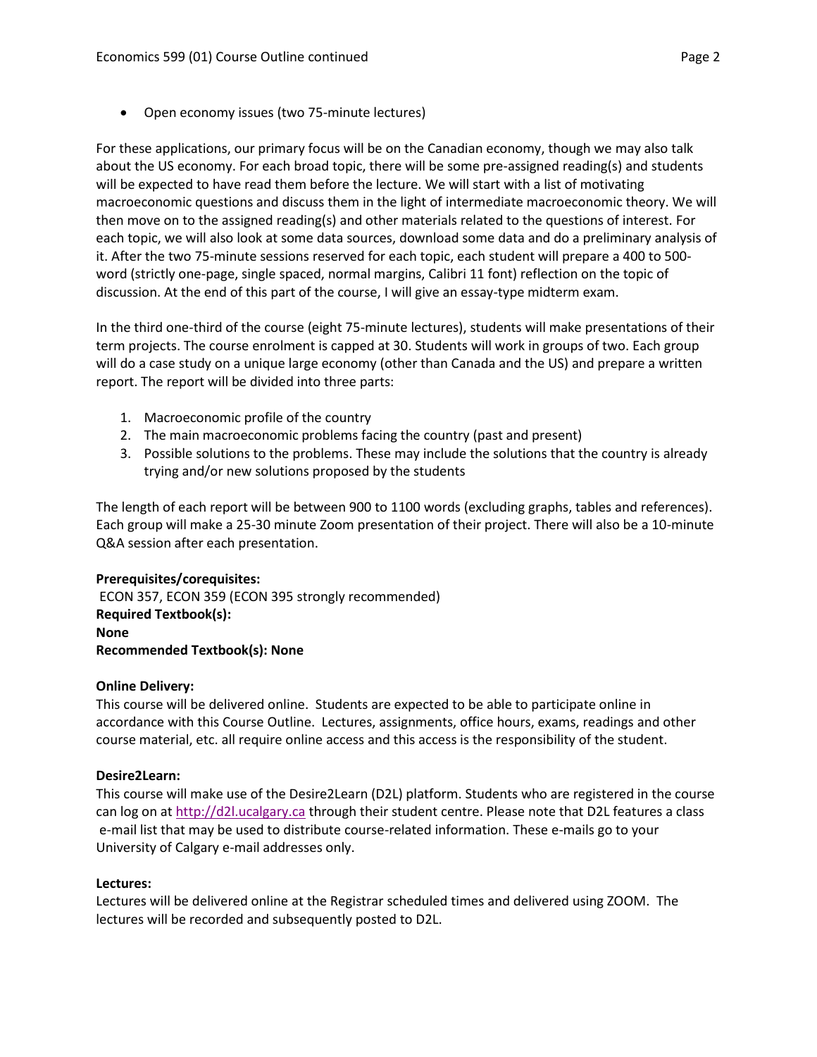- Open economy issues (two 75-minute lectures)

For these applications, our primary focus will be on the Canadian economy, though we may also talk about the US economy. For each broad topic, there will be some pre-assigned reading(s) and students will be expected to have read them before the lecture. We will start with a list of motivating macroeconomic questions and discuss them in the light of intermediate macroeconomic theory. We will then move on to the assigned reading(s) and other materials related to the questions of interest. For each topic, we will also look at some data sources, download some data and do a preliminary analysis of it. After the two 75-minute sessions reserved for each topic, each student will prepare a 400 to 500-word (strictly one-page, single spaced, normal margins, Calibri 11 font) reflection on the topic of discussion. At the end of this part of the course, I will give an essay-type midterm exam.

In the third one-third of the course (eight 75-minute lectures), students will make presentations of their term projects. The course enrolment is capped at 30. Students will work in groups of two. Each group will do a case study on a unique large economy (other than Canada and the US) and prepare a written report. The report will be divided into three parts:

1. Macroeconomic profile of the country
2. The main macroeconomic problems facing the country (past and present)
3. Possible solutions to the problems. These may include the solutions that the country is already trying and/or new solutions proposed by the students

The length of each report will be between 900 to 1100 words (excluding graphs, tables and references). Each group will make a 25-30 minute Zoom presentation of their project. There will also be a 10-minute Q&A session after each presentation.

**Prerequisites/corequisites:**
ECON 357, ECON 359 (ECON 395 strongly recommended)
**Required Textbook(s):**
**None**
**Recommended Textbook(s): None**

**Online Delivery:**
This course will be delivered online. Students are expected to be able to participate online in accordance with this Course Outline. Lectures, assignments, office hours, exams, readings and other course material, etc. all require online access and this access is the responsibility of the student.

**Desire2Learn:**
This course will make use of the Desire2Learn (D2L) platform. Students who are registered in the course can log on at http://d2l.ucalgary.ca through their student centre. Please note that D2L features a class e-mail list that may be used to distribute course-related information. These e-mails go to your University of Calgary e-mail addresses only.

**Lectures:**
Lectures will be delivered online at the Registrar scheduled times and delivered using ZOOM. The lectures will be recorded and subsequently posted to D2L.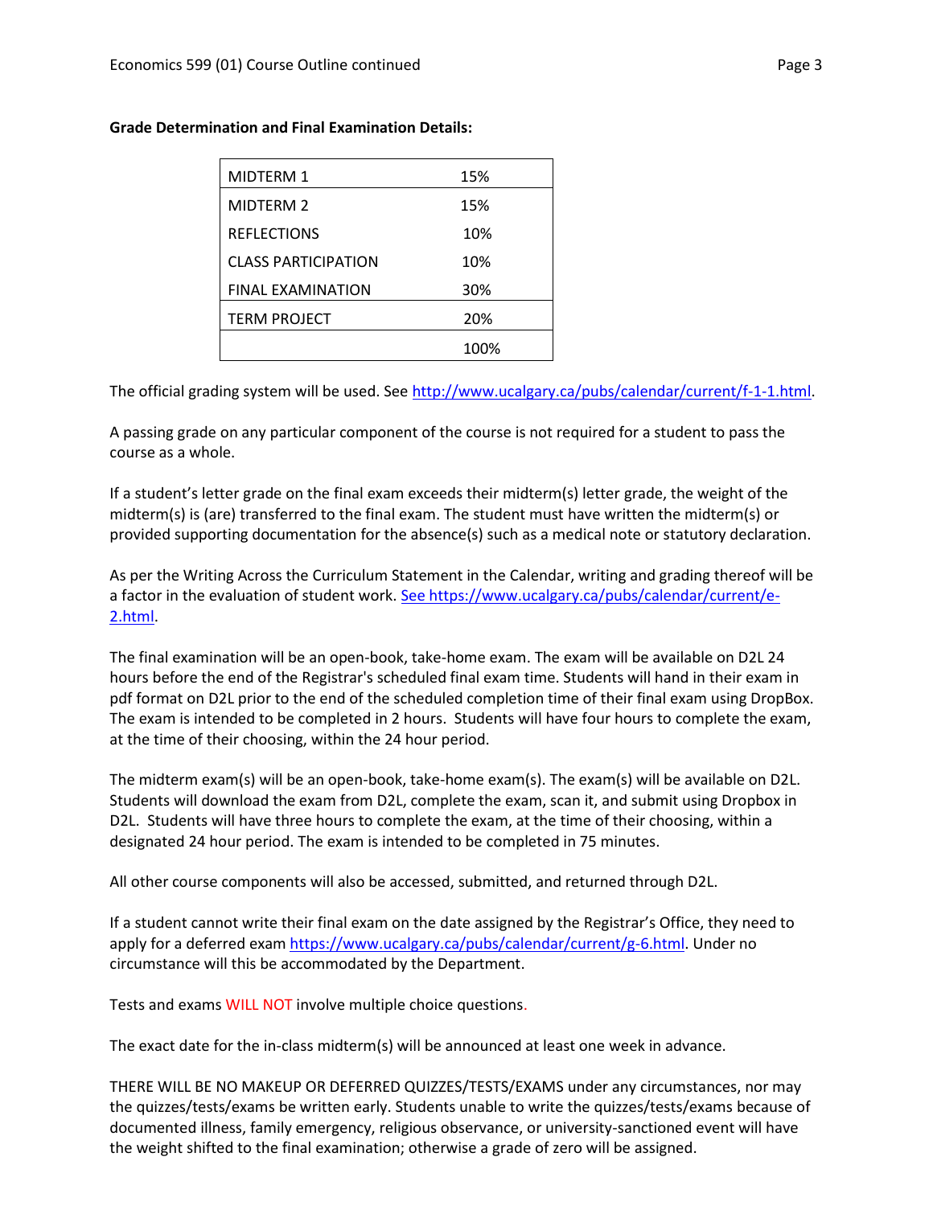**Grade Determination and Final Examination Details:**

| | |
|---|---|
| MIDTERM 1 | 15% |
| MIDTERM 2 | 15% |
| REFLECTIONS | 10% |
| CLASS PARTICIPATION | 10% |
| FINAL EXAMINATION | 30% |
| TERM PROJECT | 20% |
| | 100% |

The official grading system will be used. See http://www.ucalgary.ca/pubs/calendar/current/f-1-1.html.

A passing grade on any particular component of the course is not required for a student to pass the course as a whole.

If a student's letter grade on the final exam exceeds their midterm(s) letter grade, the weight of the midterm(s) is (are) transferred to the final exam. The student must have written the midterm(s) or provided supporting documentation for the absence(s) such as a medical note or statutory declaration.

As per the Writing Across the Curriculum Statement in the Calendar, writing and grading thereof will be a factor in the evaluation of student work. See https://www.ucalgary.ca/pubs/calendar/current/e-2.html.

The final examination will be an open-book, take-home exam. The exam will be available on D2L 24 hours before the end of the Registrar's scheduled final exam time. Students will hand in their exam in pdf format on D2L prior to the end of the scheduled completion time of their final exam using DropBox. The exam is intended to be completed in 2 hours. Students will have four hours to complete the exam, at the time of their choosing, within the 24 hour period.

The midterm exam(s) will be an open-book, take-home exam(s). The exam(s) will be available on D2L. Students will download the exam from D2L, complete the exam, scan it, and submit using Dropbox in D2L. Students will have three hours to complete the exam, at the time of their choosing, within a designated 24 hour period. The exam is intended to be completed in 75 minutes.

All other course components will also be accessed, submitted, and returned through D2L.

If a student cannot write their final exam on the date assigned by the Registrar's Office, they need to apply for a deferred exam https://www.ucalgary.ca/pubs/calendar/current/g-6.html. Under no circumstance will this be accommodated by the Department.

Tests and exams WILL NOT involve multiple choice questions.

The exact date for the in-class midterm(s) will be announced at least one week in advance.

THERE WILL BE NO MAKEUP OR DEFERRED QUIZZES/TESTS/EXAMS under any circumstances, nor may the quizzes/tests/exams be written early. Students unable to write the quizzes/tests/exams because of documented illness, family emergency, religious observance, or university-sanctioned event will have the weight shifted to the final examination; otherwise a grade of zero will be assigned.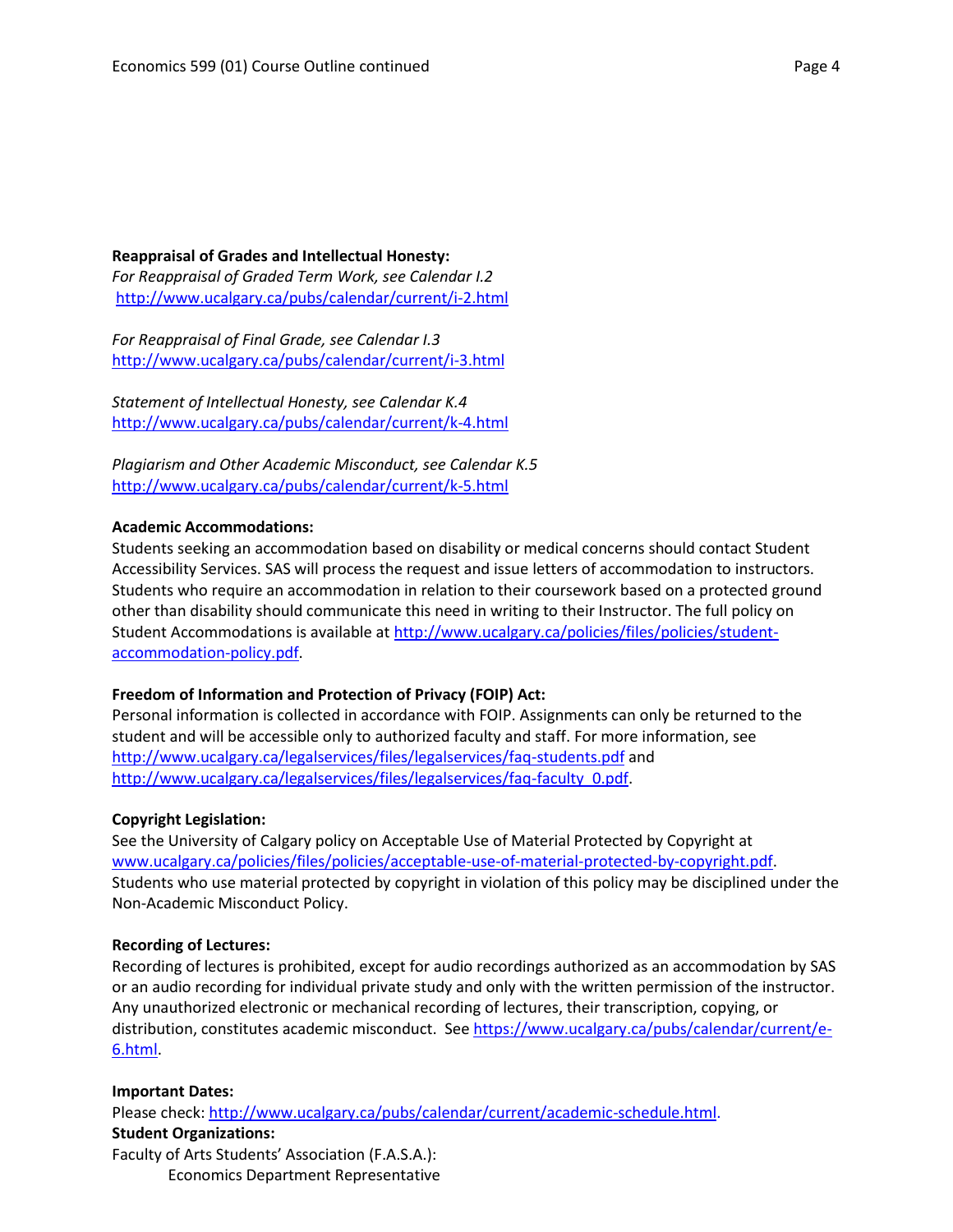**Reappraisal of Grades and Intellectual Honesty:**

*For Reappraisal of Graded Term Work, see Calendar I.2*
http://www.ucalgary.ca/pubs/calendar/current/i-2.html

*For Reappraisal of Final Grade, see Calendar I.3*
http://www.ucalgary.ca/pubs/calendar/current/i-3.html

*Statement of Intellectual Honesty, see Calendar K.4*
http://www.ucalgary.ca/pubs/calendar/current/k-4.html

*Plagiarism and Other Academic Misconduct, see Calendar K.5*
http://www.ucalgary.ca/pubs/calendar/current/k-5.html

**Academic Accommodations:**

Students seeking an accommodation based on disability or medical concerns should contact Student Accessibility Services. SAS will process the request and issue letters of accommodation to instructors. Students who require an accommodation in relation to their coursework based on a protected ground other than disability should communicate this need in writing to their Instructor. The full policy on Student Accommodations is available at http://www.ucalgary.ca/policies/files/policies/student-accommodation-policy.pdf.

**Freedom of Information and Protection of Privacy (FOIP) Act:**

Personal information is collected in accordance with FOIP. Assignments can only be returned to the student and will be accessible only to authorized faculty and staff. For more information, see http://www.ucalgary.ca/legalservices/files/legalservices/faq-students.pdf and http://www.ucalgary.ca/legalservices/files/legalservices/faq-faculty_0.pdf.

**Copyright Legislation:**

See the University of Calgary policy on Acceptable Use of Material Protected by Copyright at www.ucalgary.ca/policies/files/policies/acceptable-use-of-material-protected-by-copyright.pdf. Students who use material protected by copyright in violation of this policy may be disciplined under the Non-Academic Misconduct Policy.

**Recording of Lectures:**

Recording of lectures is prohibited, except for audio recordings authorized as an accommodation by SAS or an audio recording for individual private study and only with the written permission of the instructor. Any unauthorized electronic or mechanical recording of lectures, their transcription, copying, or distribution, constitutes academic misconduct. See https://www.ucalgary.ca/pubs/calendar/current/e-6.html.

**Important Dates:**

Please check: http://www.ucalgary.ca/pubs/calendar/current/academic-schedule.html.

**Student Organizations:**

Faculty of Arts Students' Association (F.A.S.A.):
Economics Department Representative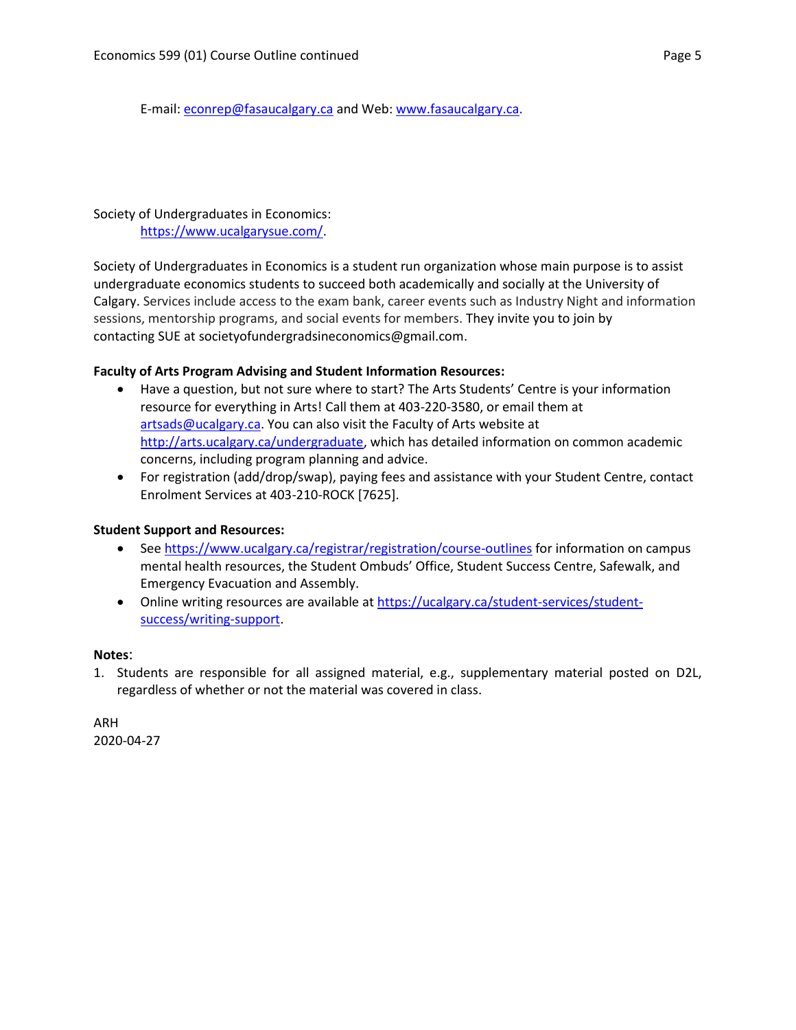E-mail: econrep@fasaucalgary.ca and Web: www.fasaucalgary.ca.

Society of Undergraduates in Economics:
https://www.ucalgarysue.com/.

Society of Undergraduates in Economics is a student run organization whose main purpose is to assist undergraduate economics students to succeed both academically and socially at the University of Calgary. Services include access to the exam bank, career events such as Industry Night and information sessions, mentorship programs, and social events for members. They invite you to join by contacting SUE at societyofundergradsineconomics@gmail.com.

**Faculty of Arts Program Advising and Student Information Resources:**

- Have a question, but not sure where to start? The Arts Students' Centre is your information resource for everything in Arts! Call them at 403-220-3580, or email them at artsads@ucalgary.ca. You can also visit the Faculty of Arts website at http://arts.ucalgary.ca/undergraduate, which has detailed information on common academic concerns, including program planning and advice.
- For registration (add/drop/swap), paying fees and assistance with your Student Centre, contact Enrolment Services at 403-210-ROCK [7625].

**Student Support and Resources:**

- See https://www.ucalgary.ca/registrar/registration/course-outlines for information on campus mental health resources, the Student Ombuds' Office, Student Success Centre, Safewalk, and Emergency Evacuation and Assembly.
- Online writing resources are available at https://ucalgary.ca/student-services/student-success/writing-support.

**Notes**:

1. Students are responsible for all assigned material, e.g., supplementary material posted on D2L, regardless of whether or not the material was covered in class.

ARH
2020-04-27